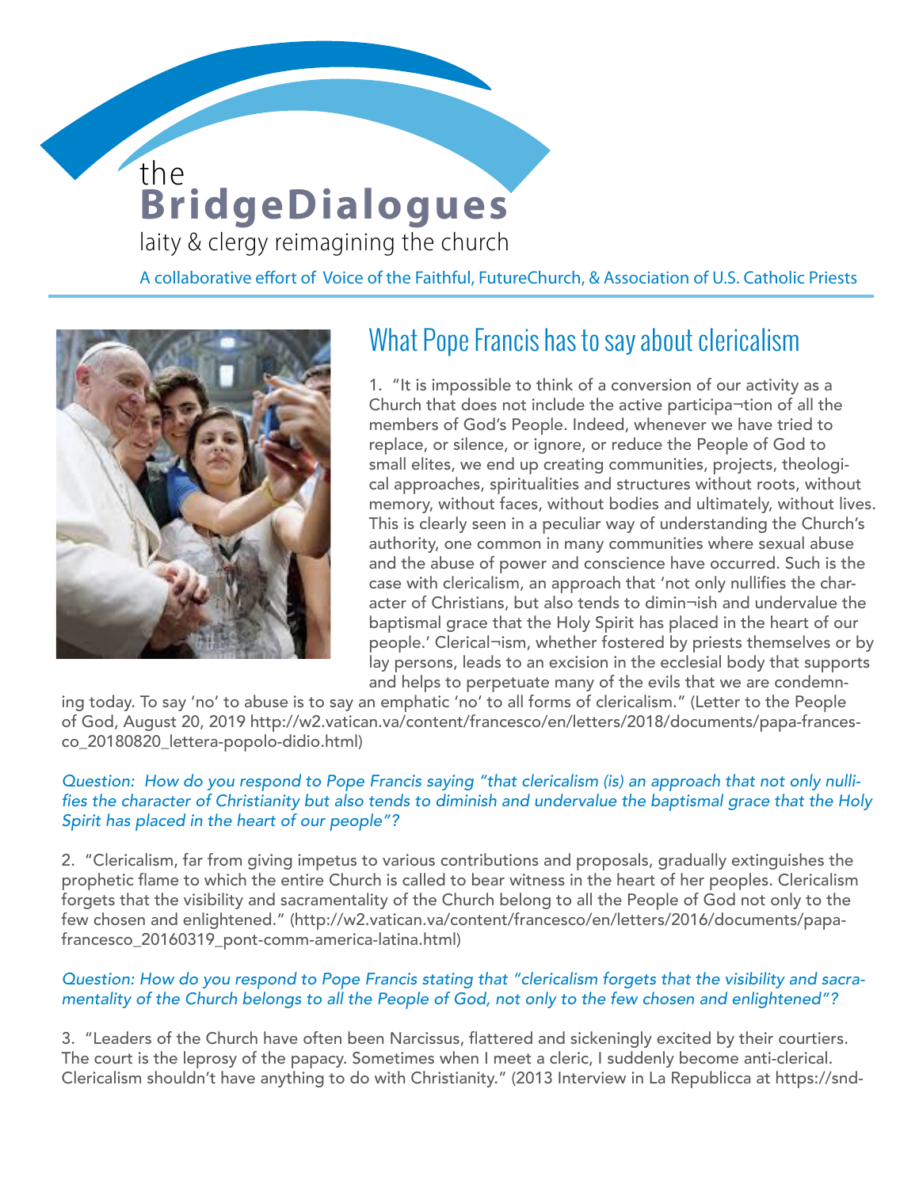the
**BridgeDialogues**
laity & clergy reimagining the church

A collaborative effort of Voice of the Faithful, FutureChurch, & Association of U.S. Catholic Priests

## What Pope Francis has to say about clericalism

1. "It is impossible to think of a conversion of our activity as a Church that does not include the active participa¬tion of all the members of God's People. Indeed, whenever we have tried to replace, or silence, or ignore, or reduce the People of God to small elites, we end up creating communities, projects, theological approaches, spiritualities and structures without roots, without memory, without faces, without bodies and ultimately, without lives. This is clearly seen in a peculiar way of understanding the Church's authority, one common in many communities where sexual abuse and the abuse of power and conscience have occurred. Such is the case with clericalism, an approach that 'not only nullifies the character of Christians, but also tends to dimin¬ish and undervalue the baptismal grace that the Holy Spirit has placed in the heart of our people.' Clerical¬ism, whether fostered by priests themselves or by lay persons, leads to an excision in the ecclesial body that supports and helps to perpetuate many of the evils that we are condemning today. To say 'no' to abuse is to say an emphatic 'no' to all forms of clericalism." (Letter to the People of God, August 20, 2019 http://w2.vatican.va/content/francesco/en/letters/2018/documents/papa-francesco_20180820_lettera-popolo-didio.html)

*Question: How do you respond to Pope Francis saying "that clericalism (is) an approach that not only nullifies the character of Christianity but also tends to diminish and undervalue the baptismal grace that the Holy Spirit has placed in the heart of our people"?*

2. "Clericalism, far from giving impetus to various contributions and proposals, gradually extinguishes the prophetic flame to which the entire Church is called to bear witness in the heart of her peoples. Clericalism forgets that the visibility and sacramentality of the Church belong to all the People of God not only to the few chosen and enlightened." (http://w2.vatican.va/content/francesco/en/letters/2016/documents/papa-francesco_20160319_pont-comm-america-latina.html)

*Question: How do you respond to Pope Francis stating that "clericalism forgets that the visibility and sacramentality of the Church belongs to all the People of God, not only to the few chosen and enlightened"?*

3. "Leaders of the Church have often been Narcissus, flattered and sickeningly excited by their courtiers. The court is the leprosy of the papacy. Sometimes when I meet a cleric, I suddenly become anti-clerical. Clericalism shouldn't have anything to do with Christianity." (2013 Interview in La Republicca at https://snd-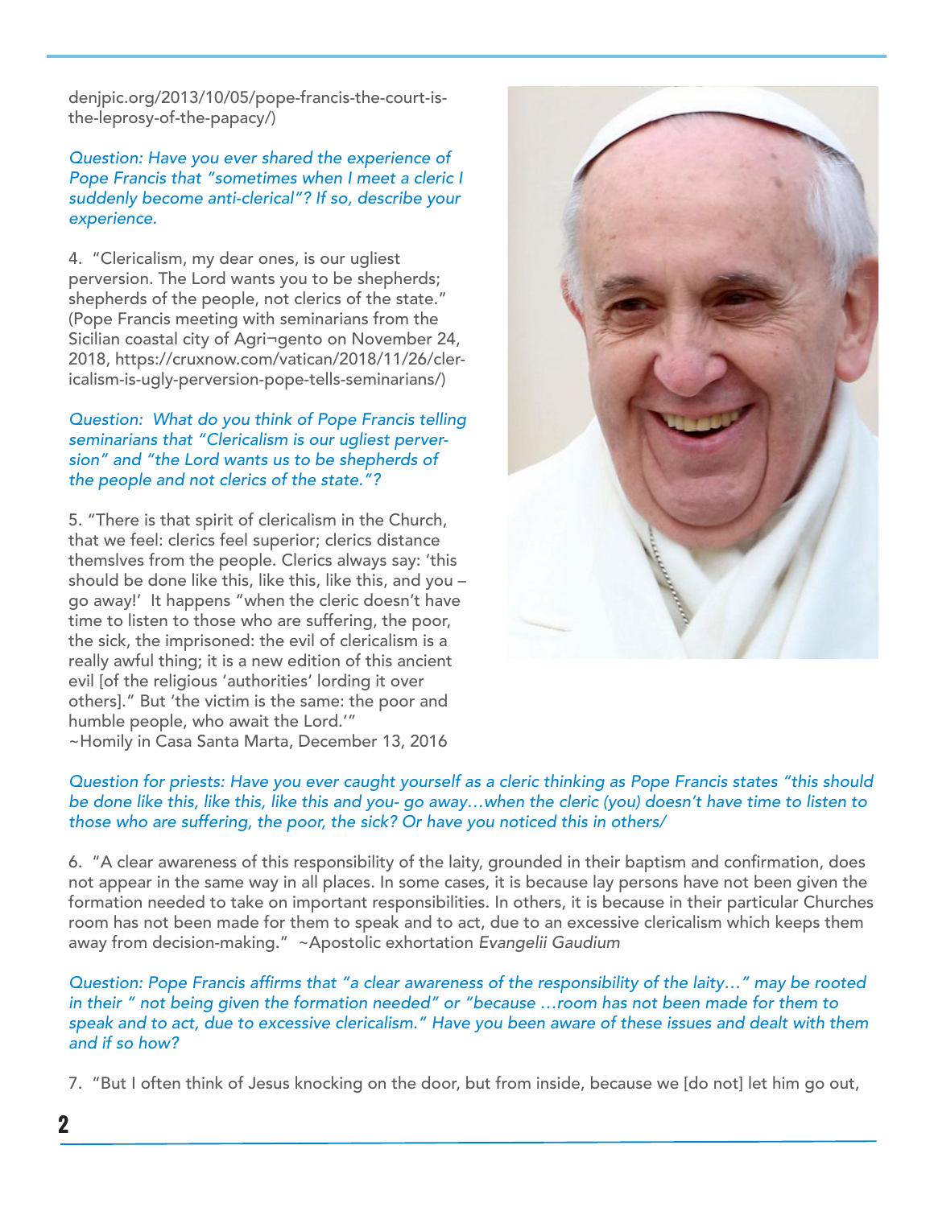denjpic.org/2013/10/05/pope-francis-the-court-is-the-leprosy-of-the-papacy/)

*Question: Have you ever shared the experience of Pope Francis that "sometimes when I meet a cleric I suddenly become anti-clerical"? If so, describe your experience.*

4. "Clericalism, my dear ones, is our ugliest perversion. The Lord wants you to be shepherds; shepherds of the people, not clerics of the state." (Pope Francis meeting with seminarians from the Sicilian coastal city of Agri¬gento on November 24, 2018, https://cruxnow.com/vatican/2018/11/26/clericalism-is-ugly-perversion-pope-tells-seminarians/)

*Question: What do you think of Pope Francis telling seminarians that "Clericalism is our ugliest perversion" and "the Lord wants us to be shepherds of the people and not clerics of the state."?*

5. "There is that spirit of clericalism in the Church, that we feel: clerics feel superior; clerics distance themslves from the people. Clerics always say: 'this should be done like this, like this, like this, and you – go away!' It happens "when the cleric doesn't have time to listen to those who are suffering, the poor, the sick, the imprisoned: the evil of clericalism is a really awful thing; it is a new edition of this ancient evil [of the religious 'authorities' lording it over others]." But 'the victim is the same: the poor and humble people, who await the Lord.'" ~Homily in Casa Santa Marta, December 13, 2016

*Question for priests: Have you ever caught yourself as a cleric thinking as Pope Francis states "this should be done like this, like this, like this and you- go away…when the cleric (you) doesn't have time to listen to those who are suffering, the poor, the sick? Or have you noticed this in others/*

6. "A clear awareness of this responsibility of the laity, grounded in their baptism and confirmation, does not appear in the same way in all places. In some cases, it is because lay persons have not been given the formation needed to take on important responsibilities. In others, it is because in their particular Churches room has not been made for them to speak and to act, due to an excessive clericalism which keeps them away from decision-making." ~Apostolic exhortation *Evangelii Gaudium*

*Question: Pope Francis affirms that "a clear awareness of the responsibility of the laity…" may be rooted in their " not being given the formation needed" or "because …room has not been made for them to speak and to act, due to excessive clericalism." Have you been aware of these issues and dealt with them and if so how?*

7. "But I often think of Jesus knocking on the door, but from inside, because we [do not] let him go out,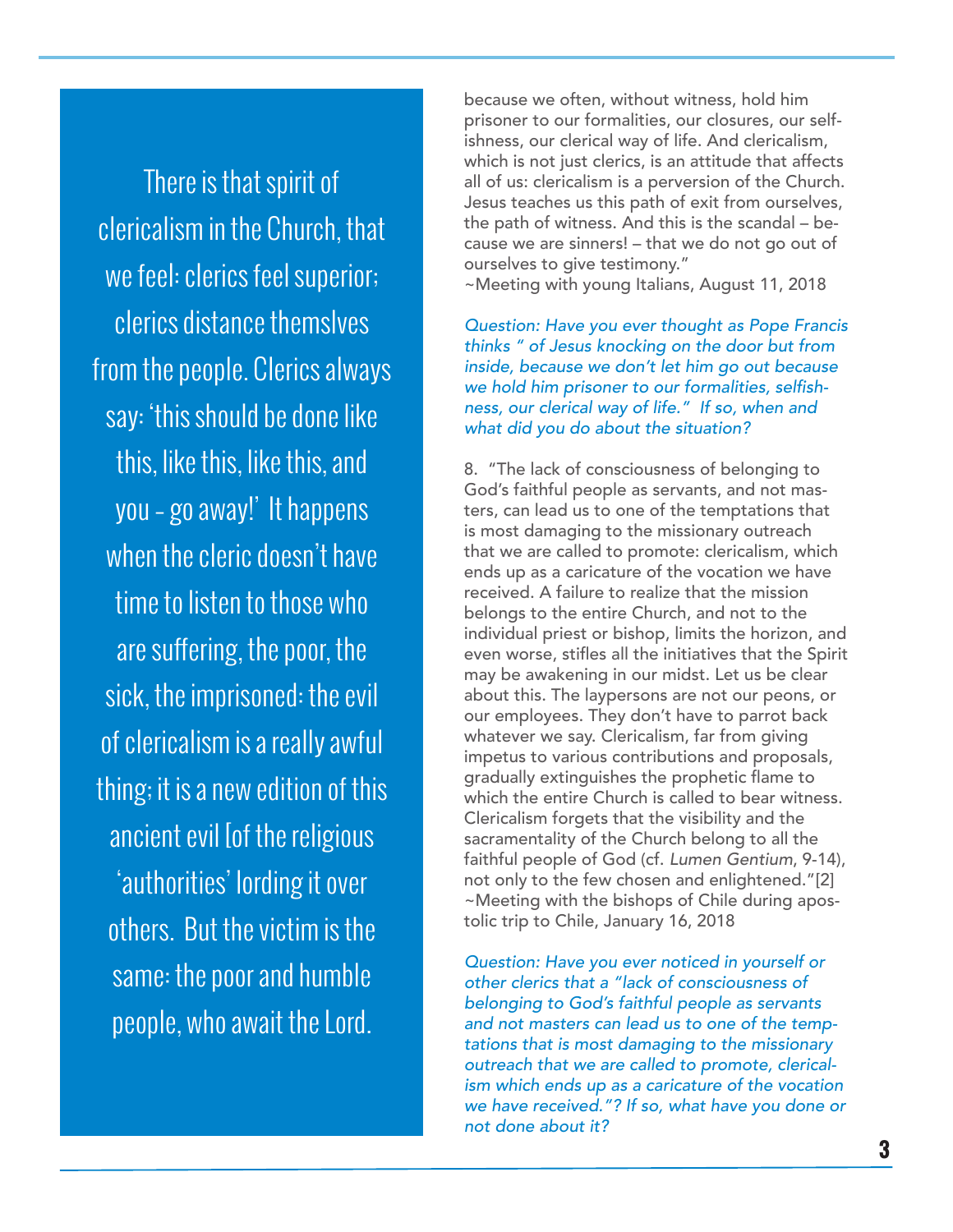There is that spirit of clericalism in the Church, that we feel: clerics feel superior; clerics distance themslves from the people. Clerics always say: 'this should be done like this, like this, like this, and you - go away!' It happens when the cleric doesn't have time to listen to those who are suffering, the poor, the sick, the imprisoned: the evil of clericalism is a really awful thing; it is a new edition of this ancient evil [of the religious 'authorities' lording it over others. But the victim is the same: the poor and humble people, who await the Lord.

because we often, without witness, hold him prisoner to our formalities, our closures, our selfishness, our clerical way of life. And clericalism, which is not just clerics, is an attitude that affects all of us: clericalism is a perversion of the Church. Jesus teaches us this path of exit from ourselves, the path of witness. And this is the scandal – because we are sinners! – that we do not go out of ourselves to give testimony."
~Meeting with young Italians, August 11, 2018

*Question: Have you ever thought as Pope Francis thinks " of Jesus knocking on the door but from inside, because we don't let him go out because we hold him prisoner to our formalities, selfishness, our clerical way of life." If so, when and what did you do about the situation?*

8. "The lack of consciousness of belonging to God's faithful people as servants, and not masters, can lead us to one of the temptations that is most damaging to the missionary outreach that we are called to promote: clericalism, which ends up as a caricature of the vocation we have received. A failure to realize that the mission belongs to the entire Church, and not to the individual priest or bishop, limits the horizon, and even worse, stifles all the initiatives that the Spirit may be awakening in our midst. Let us be clear about this. The laypersons are not our peons, or our employees. They don't have to parrot back whatever we say. Clericalism, far from giving impetus to various contributions and proposals, gradually extinguishes the prophetic flame to which the entire Church is called to bear witness. Clericalism forgets that the visibility and the sacramentality of the Church belong to all the faithful people of God (cf. *Lumen Gentium*, 9-14), not only to the few chosen and enlightened."[2]
~Meeting with the bishops of Chile during apostolic trip to Chile, January 16, 2018

*Question: Have you ever noticed in yourself or other clerics that a "lack of consciousness of belonging to God's faithful people as servants and not masters can lead us to one of the temptations that is most damaging to the missionary outreach that we are called to promote, clericalism which ends up as a caricature of the vocation we have received."? If so, what have you done or not done about it?*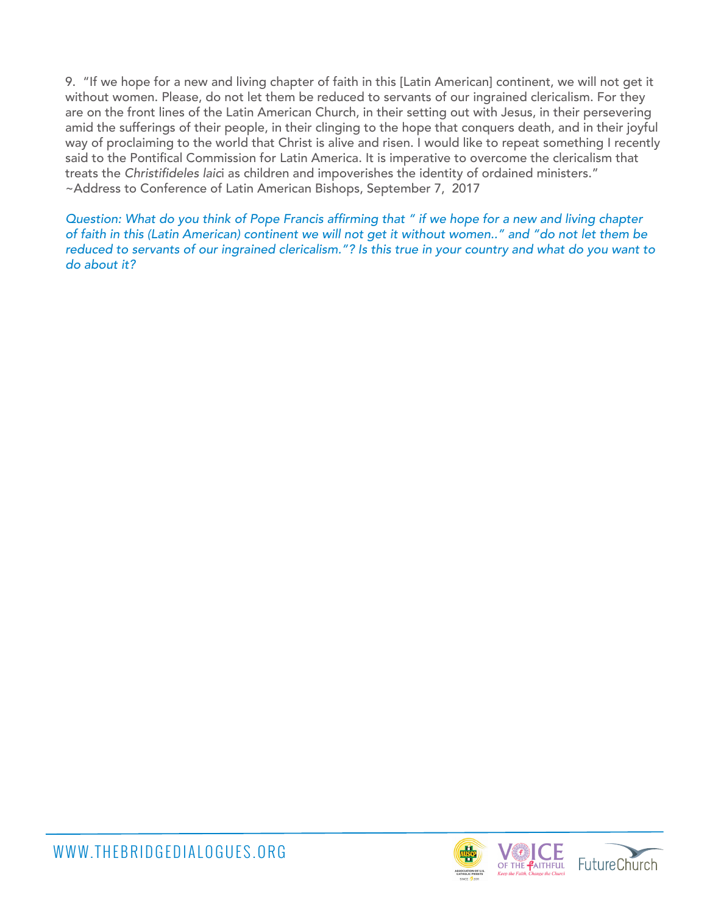9. "If we hope for a new and living chapter of faith in this [Latin American] continent, we will not get it without women. Please, do not let them be reduced to servants of our ingrained clericalism. For they are on the front lines of the Latin American Church, in their setting out with Jesus, in their persevering amid the sufferings of their people, in their clinging to the hope that conquers death, and in their joyful way of proclaiming to the world that Christ is alive and risen. I would like to repeat something I recently said to the Pontifical Commission for Latin America. It is imperative to overcome the clericalism that treats the *Christifideles laici* as children and impoverishes the identity of ordained ministers." ~Address to Conference of Latin American Bishops, September 7, 2017

*Question: What do you think of Pope Francis affirming that " if we hope for a new and living chapter of faith in this (Latin American) continent we will not get it without women.." and "do not let them be reduced to servants of our ingrained clericalism."? Is this true in your country and what do you want to do about it?*

WWW.THEBRIDGEDIALOGUES.ORG

VOICE OF THE FAITHFUL Keep the Faith, Change the Church

FutureChurch